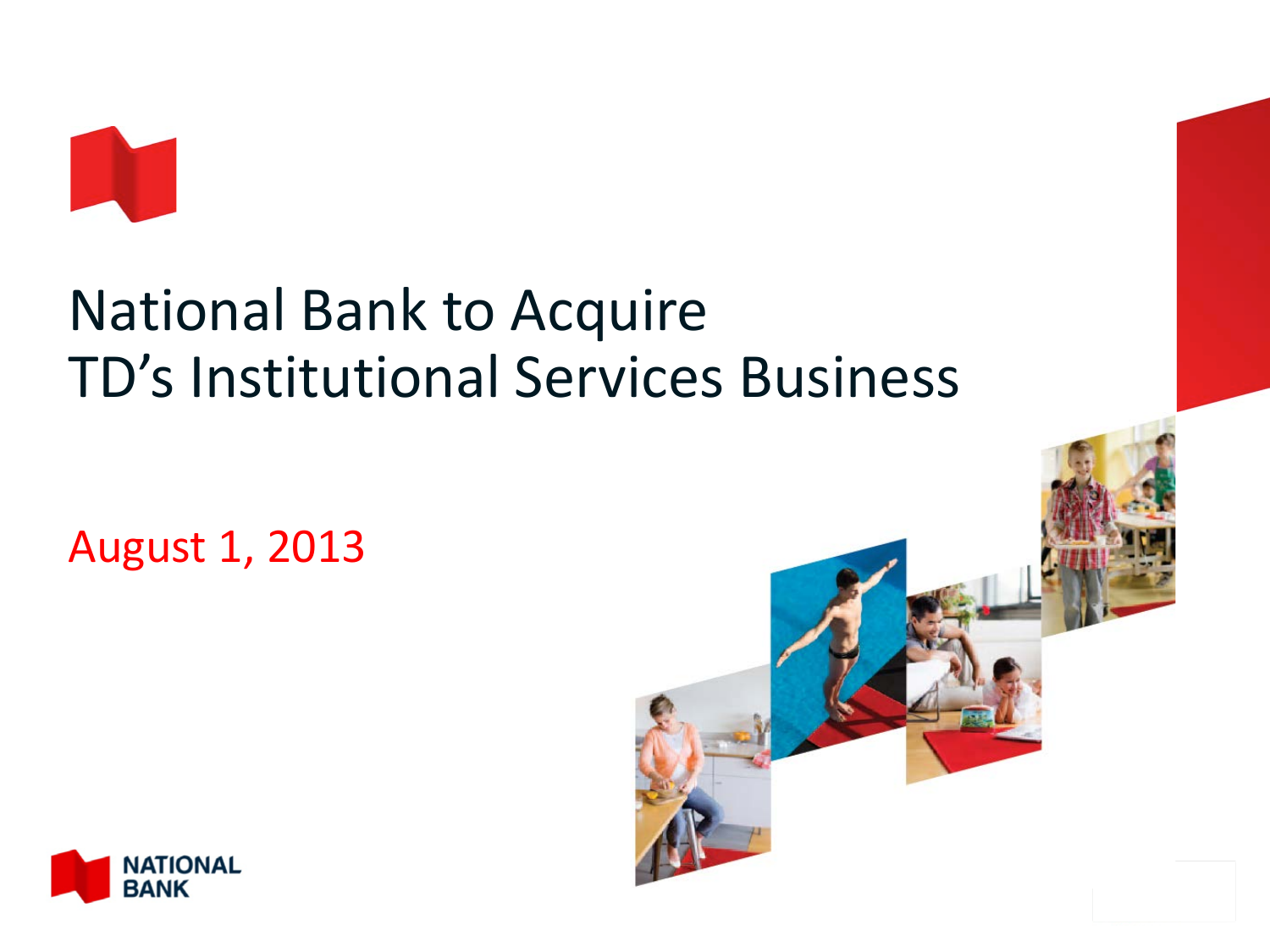# National Bank to Acquire TD's Institutional Services Business

August 1, 2013

NATIONAL BANK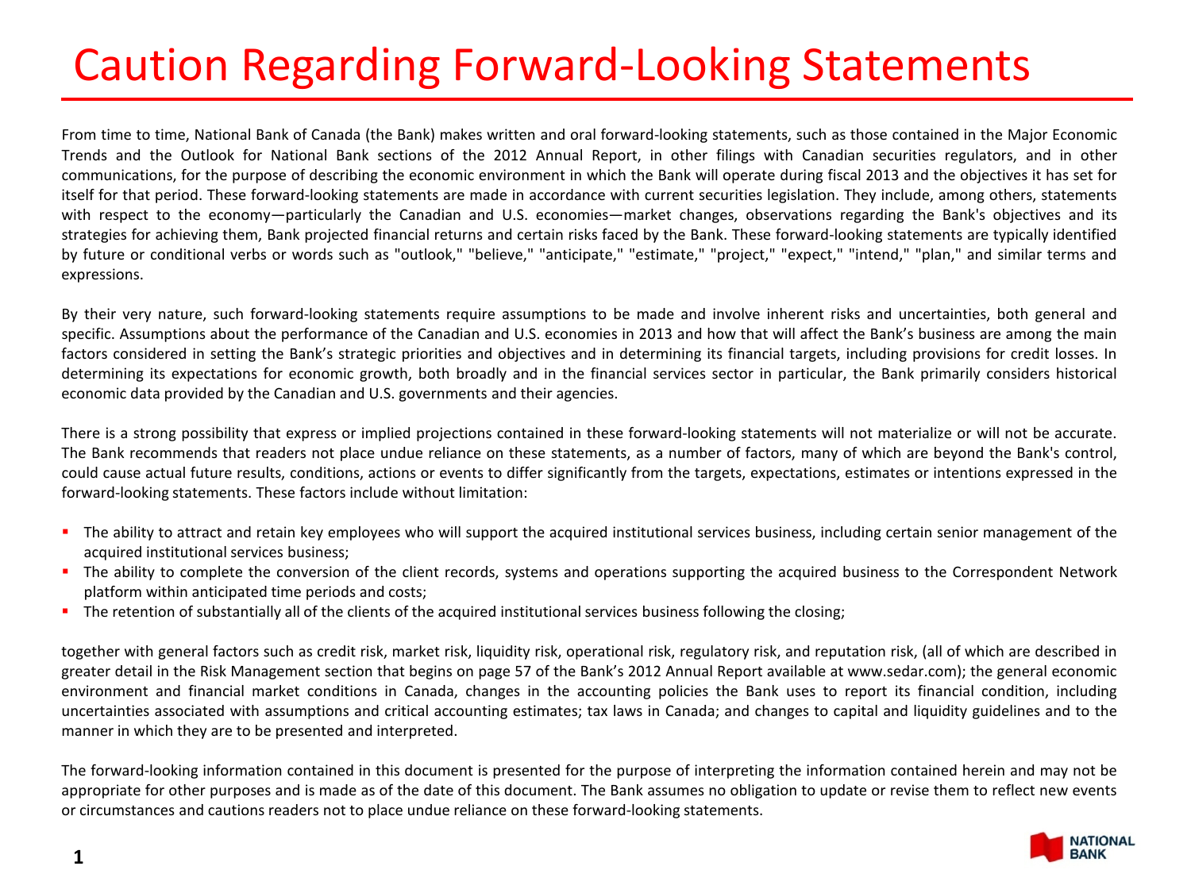# Caution Regarding Forward-Looking Statements

From time to time, National Bank of Canada (the Bank) makes written and oral forward-looking statements, such as those contained in the Major Economic Trends and the Outlook for National Bank sections of the 2012 Annual Report, in other filings with Canadian securities regulators, and in other communications, for the purpose of describing the economic environment in which the Bank will operate during fiscal 2013 and the objectives it has set for itself for that period. These forward-looking statements are made in accordance with current securities legislation. They include, among others, statements with respect to the economy—particularly the Canadian and U.S. economies—market changes, observations regarding the Bank's objectives and its strategies for achieving them, Bank projected financial returns and certain risks faced by the Bank. These forward-looking statements are typically identified by future or conditional verbs or words such as "outlook," "believe," "anticipate," "estimate," "project," "expect," "intend," "plan," and similar terms and expressions.

By their very nature, such forward-looking statements require assumptions to be made and involve inherent risks and uncertainties, both general and specific. Assumptions about the performance of the Canadian and U.S. economies in 2013 and how that will affect the Bank's business are among the main factors considered in setting the Bank's strategic priorities and objectives and in determining its financial targets, including provisions for credit losses. In determining its expectations for economic growth, both broadly and in the financial services sector in particular, the Bank primarily considers historical economic data provided by the Canadian and U.S. governments and their agencies.

There is a strong possibility that express or implied projections contained in these forward-looking statements will not materialize or will not be accurate. The Bank recommends that readers not place undue reliance on these statements, as a number of factors, many of which are beyond the Bank's control, could cause actual future results, conditions, actions or events to differ significantly from the targets, expectations, estimates or intentions expressed in the forward-looking statements. These factors include without limitation:

- The ability to attract and retain key employees who will support the acquired institutional services business, including certain senior management of the acquired institutional services business;
- The ability to complete the conversion of the client records, systems and operations supporting the acquired business to the Correspondent Network platform within anticipated time periods and costs;
- The retention of substantially all of the clients of the acquired institutional services business following the closing;

together with general factors such as credit risk, market risk, liquidity risk, operational risk, regulatory risk, and reputation risk, (all of which are described in greater detail in the Risk Management section that begins on page 57 of the Bank's 2012 Annual Report available at www.sedar.com); the general economic environment and financial market conditions in Canada, changes in the accounting policies the Bank uses to report its financial condition, including uncertainties associated with assumptions and critical accounting estimates; tax laws in Canada; and changes to capital and liquidity guidelines and to the manner in which they are to be presented and interpreted.

The forward-looking information contained in this document is presented for the purpose of interpreting the information contained herein and may not be appropriate for other purposes and is made as of the date of this document. The Bank assumes no obligation to update or revise them to reflect new events or circumstances and cautions readers not to place undue reliance on these forward-looking statements.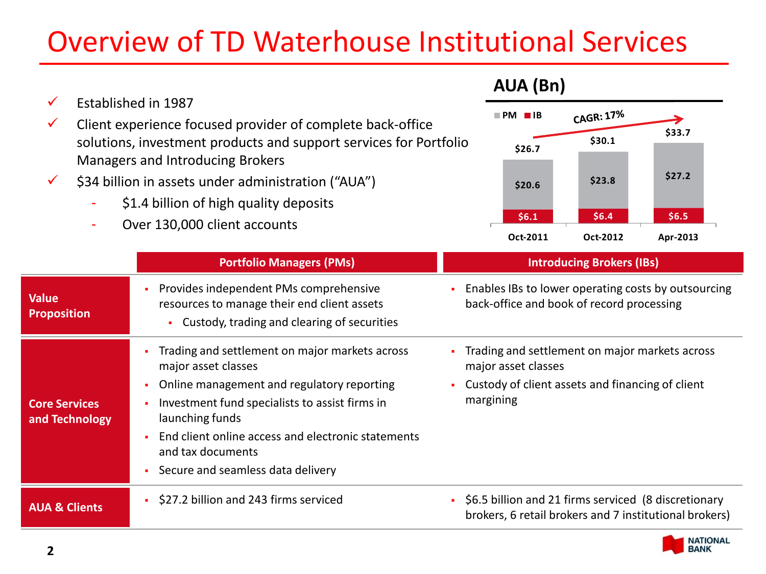# Overview of TD Waterhouse Institutional Services

- ✓ Established in 1987
- ✓ Client experience focused provider of complete back-office solutions, investment products and support services for Portfolio Managers and Introducing Brokers
- ✓ $34 billion in assets under administration (“AUA”)
  - $1.4 billion of high quality deposits
  - Over 130,000 client accounts

## AUA (Bn)

CAGR: 17%

| | Oct-2011 | Oct-2012 | Apr-2013 |
|---|---|---|---|
| PM | $20.6 | $23.8 | $27.2 |
| IB | $6.1 | $6.4 | $6.5 |
| Total | $26.7 | $30.1 | $33.7 |

| | Portfolio Managers (PMs) | Introducing Brokers (IBs) |
|---|---|---|
| **Value Proposition** | ▪ Provides independent PMs comprehensive resources to manage their end client assets<br>▪ Custody, trading and clearing of securities | ▪ Enables IBs to lower operating costs by outsourcing back-office and book of record processing |
| **Core Services and Technology** | ▪ Trading and settlement on major markets across major asset classes<br>▪ Online management and regulatory reporting<br>▪ Investment fund specialists to assist firms in launching funds<br>▪ End client online access and electronic statements and tax documents<br>▪ Secure and seamless data delivery | ▪ Trading and settlement on major markets across major asset classes<br>▪ Custody of client assets and financing of client margining |
| **AUA & Clients** | ▪ $27.2 billion and 243 firms serviced | ▪ $6.5 billion and 21 firms serviced (8 discretionary brokers, 6 retail brokers and 7 institutional brokers) |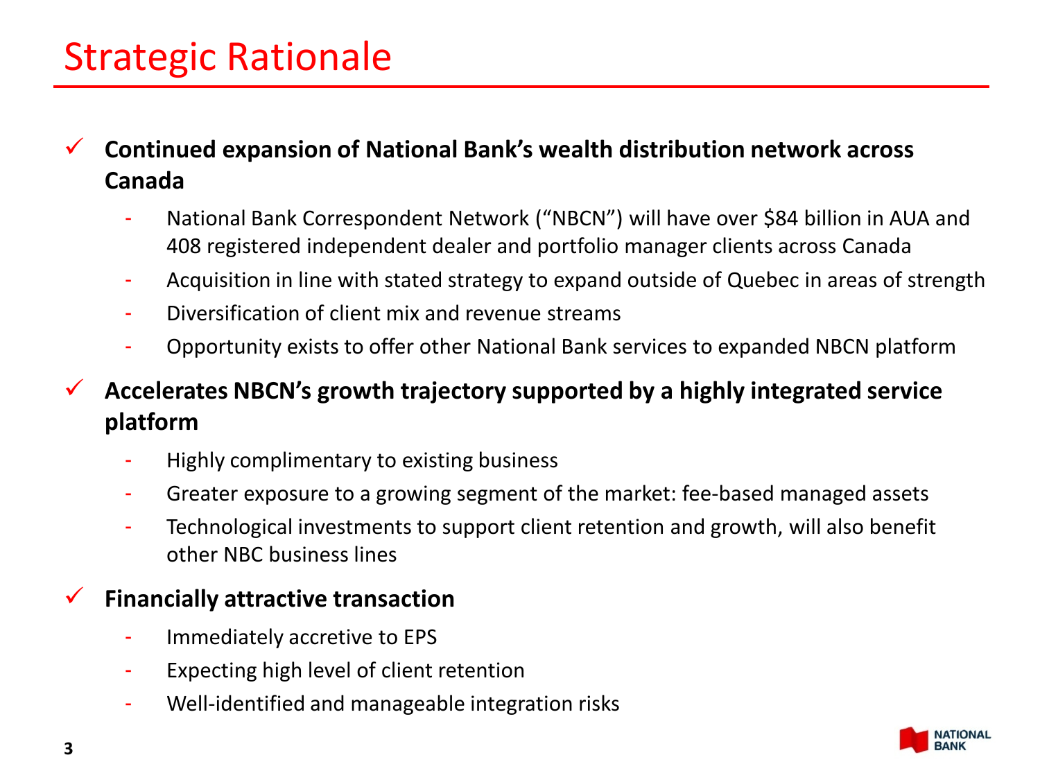# Strategic Rationale

- **Continued expansion of National Bank's wealth distribution network across Canada**
  - National Bank Correspondent Network ("NBCN") will have over $84 billion in AUA and 408 registered independent dealer and portfolio manager clients across Canada
  - Acquisition in line with stated strategy to expand outside of Quebec in areas of strength
  - Diversification of client mix and revenue streams
  - Opportunity exists to offer other National Bank services to expanded NBCN platform
- **Accelerates NBCN's growth trajectory supported by a highly integrated service platform**
  - Highly complimentary to existing business
  - Greater exposure to a growing segment of the market: fee-based managed assets
  - Technological investments to support client retention and growth, will also benefit other NBC business lines
- **Financially attractive transaction**
  - Immediately accretive to EPS
  - Expecting high level of client retention
  - Well-identified and manageable integration risks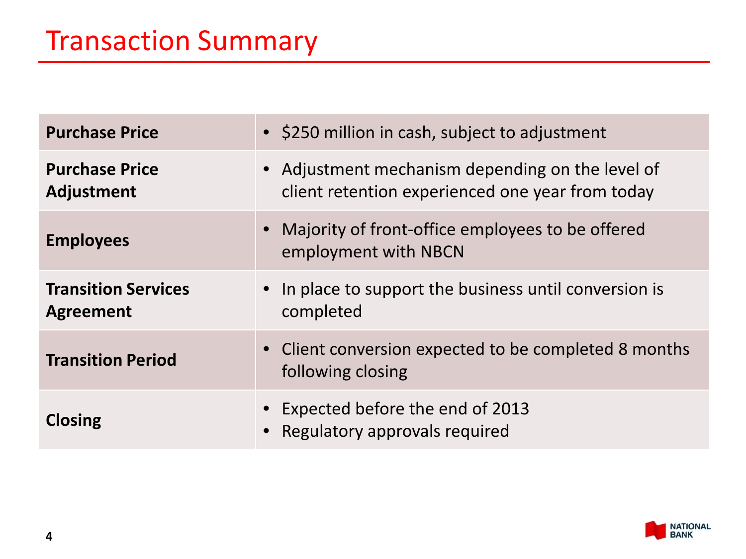# Transaction Summary

| | |
|---|---|
| **Purchase Price** | • $250 million in cash, subject to adjustment |
| **Purchase Price Adjustment** | • Adjustment mechanism depending on the level of client retention experienced one year from today |
| **Employees** | • Majority of front-office employees to be offered employment with NBCN |
| **Transition Services Agreement** | • In place to support the business until conversion is completed |
| **Transition Period** | • Client conversion expected to be completed 8 months following closing |
| **Closing** | • Expected before the end of 2013<br>• Regulatory approvals required |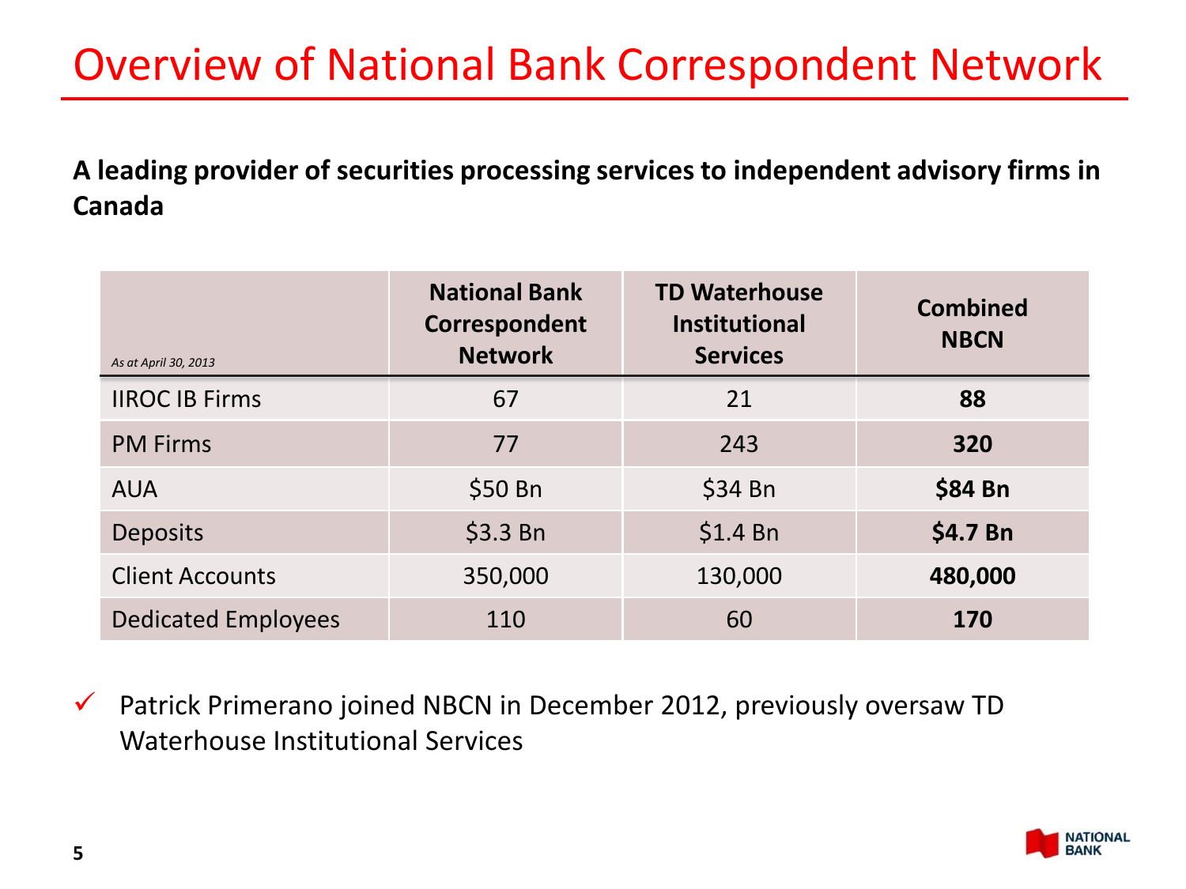# Overview of National Bank Correspondent Network

**A leading provider of securities processing services to independent advisory firms in Canada**

| *As at April 30, 2013* | National Bank Correspondent Network | TD Waterhouse Institutional Services | Combined NBCN |
|---|---|---|---|
| IIROC IB Firms | 67 | 21 | **88** |
| PM Firms | 77 | 243 | **320** |
| AUA | $50 Bn | $34 Bn | **$84 Bn** |
| Deposits | $3.3 Bn | $1.4 Bn | **$4.7 Bn** |
| Client Accounts | 350,000 | 130,000 | **480,000** |
| Dedicated Employees | 110 | 60 | **170** |

- ✓ Patrick Primerano joined NBCN in December 2012, previously oversaw TD Waterhouse Institutional Services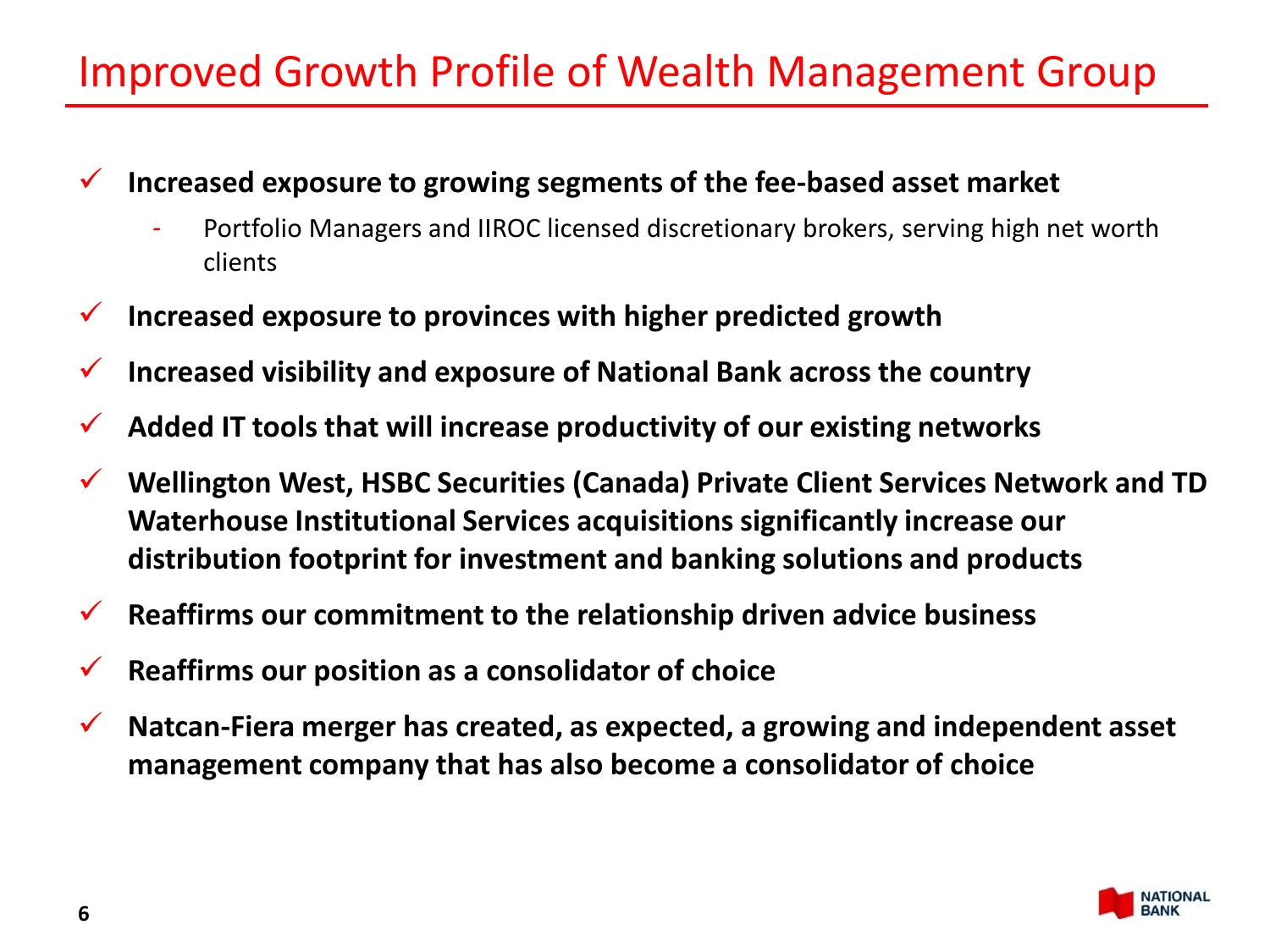# Improved Growth Profile of Wealth Management Group

- **Increased exposure to growing segments of the fee-based asset market**
  - Portfolio Managers and IIROC licensed discretionary brokers, serving high net worth clients
- **Increased exposure to provinces with higher predicted growth**
- **Increased visibility and exposure of National Bank across the country**
- **Added IT tools that will increase productivity of our existing networks**
- **Wellington West, HSBC Securities (Canada) Private Client Services Network and TD Waterhouse Institutional Services acquisitions significantly increase our distribution footprint for investment and banking solutions and products**
- **Reaffirms our commitment to the relationship driven advice business**
- **Reaffirms our position as a consolidator of choice**
- **Natcan-Fiera merger has created, as expected, a growing and independent asset management company that has also become a consolidator of choice**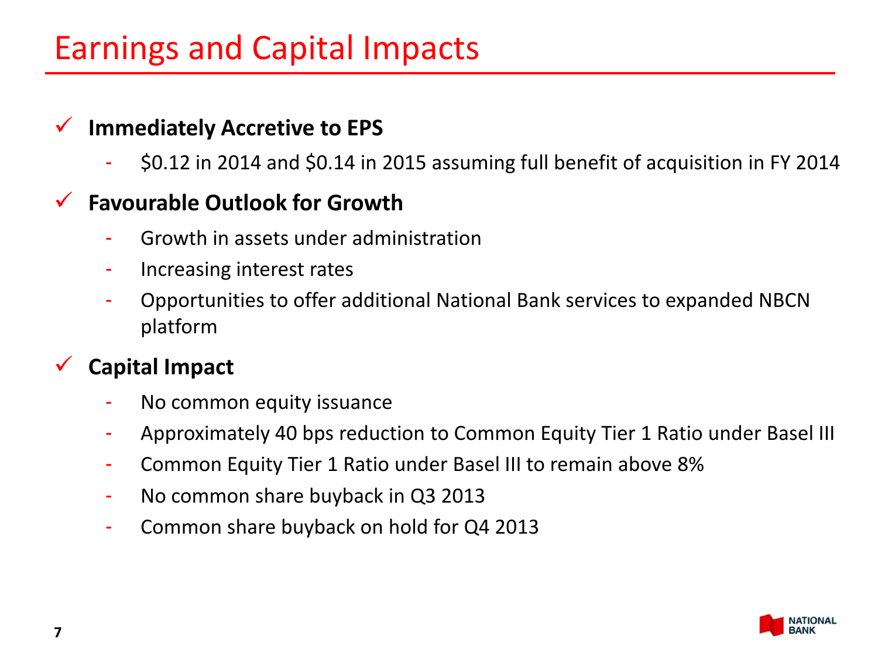# Earnings and Capital Impacts

- **Immediately Accretive to EPS**
  - $0.12 in 2014 and $0.14 in 2015 assuming full benefit of acquisition in FY 2014
- **Favourable Outlook for Growth**
  - Growth in assets under administration
  - Increasing interest rates
  - Opportunities to offer additional National Bank services to expanded NBCN platform
- **Capital Impact**
  - No common equity issuance
  - Approximately 40 bps reduction to Common Equity Tier 1 Ratio under Basel III
  - Common Equity Tier 1 Ratio under Basel III to remain above 8%
  - No common share buyback in Q3 2013
  - Common share buyback on hold for Q4 2013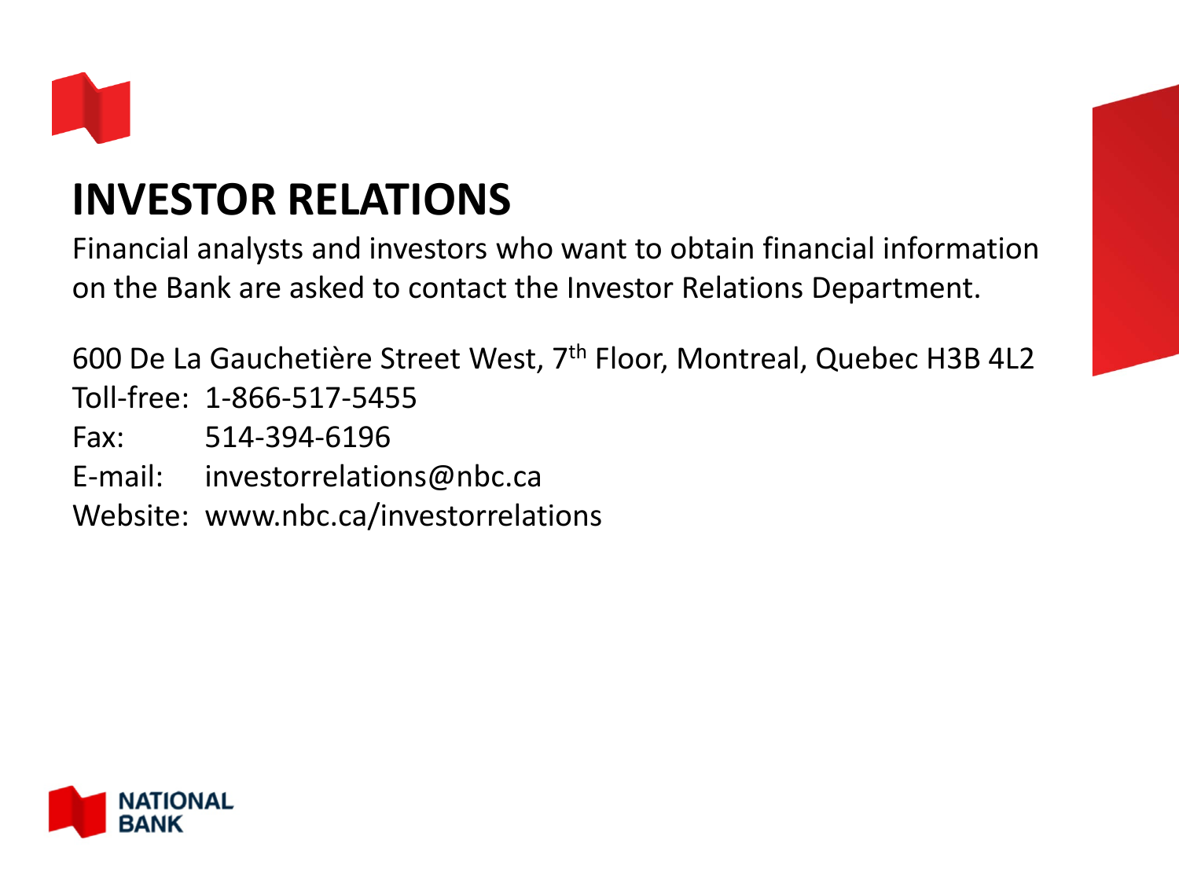# INVESTOR RELATIONS

Financial analysts and investors who want to obtain financial information on the Bank are asked to contact the Investor Relations Department.

600 De La Gauchetière Street West, 7th Floor, Montreal, Quebec H3B 4L2

Toll-free: 1-866-517-5455

Fax: 514-394-6196

E-mail: investorrelations@nbc.ca

Website: www.nbc.ca/investorrelations

NATIONAL BANK